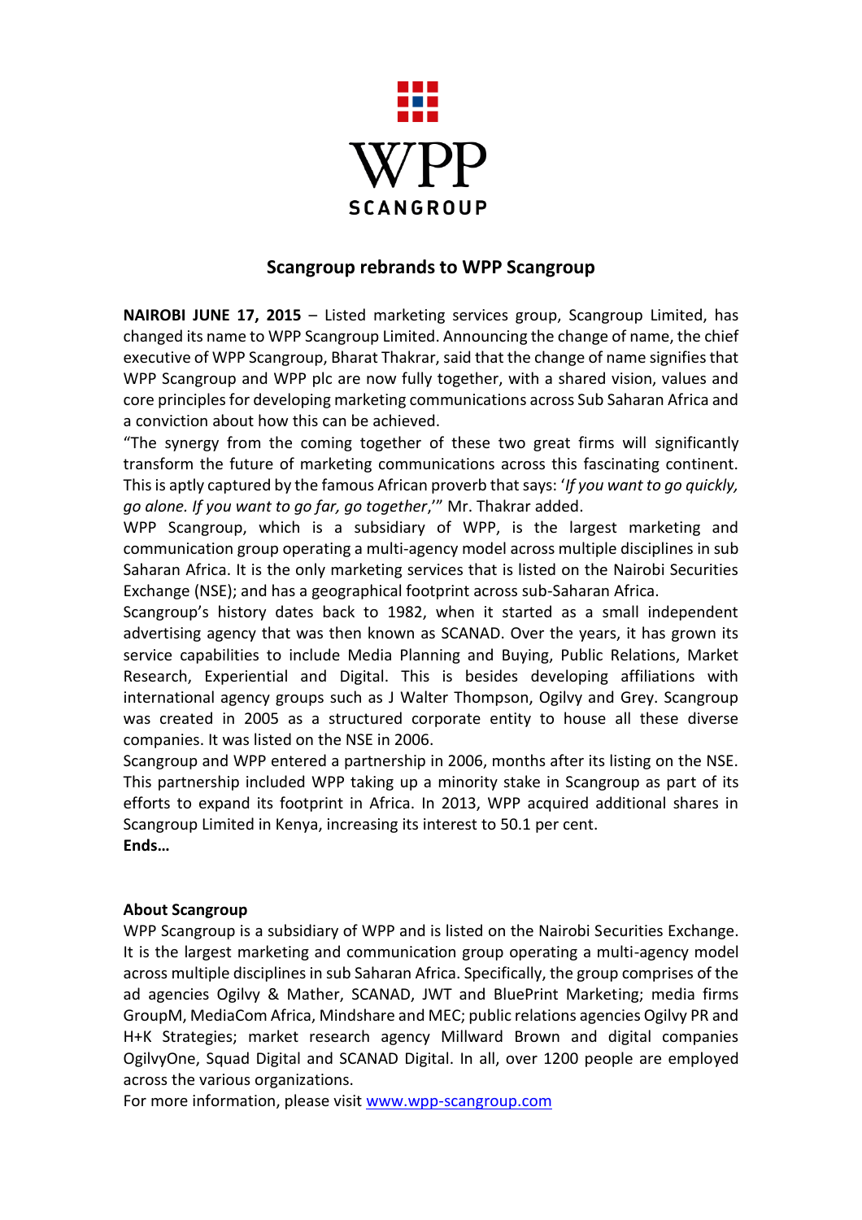WPP

SCANGROUP

# Scangroup rebrands to WPP Scangroup

**NAIROBI JUNE 17, 2015** – Listed marketing services group, Scangroup Limited, has changed its name to WPP Scangroup Limited. Announcing the change of name, the chief executive of WPP Scangroup, Bharat Thakrar, said that the change of name signifies that WPP Scangroup and WPP plc are now fully together, with a shared vision, values and core principles for developing marketing communications across Sub Saharan Africa and a conviction about how this can be achieved.

"The synergy from the coming together of these two great firms will significantly transform the future of marketing communications across this fascinating continent. This is aptly captured by the famous African proverb that says: '*If you want to go quickly, go alone. If you want to go far, go together*,'" Mr. Thakrar added.

WPP Scangroup, which is a subsidiary of WPP, is the largest marketing and communication group operating a multi-agency model across multiple disciplines in sub Saharan Africa. It is the only marketing services that is listed on the Nairobi Securities Exchange (NSE); and has a geographical footprint across sub-Saharan Africa.

Scangroup's history dates back to 1982, when it started as a small independent advertising agency that was then known as SCANAD. Over the years, it has grown its service capabilities to include Media Planning and Buying, Public Relations, Market Research, Experiential and Digital. This is besides developing affiliations with international agency groups such as J Walter Thompson, Ogilvy and Grey. Scangroup was created in 2005 as a structured corporate entity to house all these diverse companies. It was listed on the NSE in 2006.

Scangroup and WPP entered a partnership in 2006, months after its listing on the NSE. This partnership included WPP taking up a minority stake in Scangroup as part of its efforts to expand its footprint in Africa. In 2013, WPP acquired additional shares in Scangroup Limited in Kenya, increasing its interest to 50.1 per cent.

**Ends…**

**About Scangroup**

WPP Scangroup is a subsidiary of WPP and is listed on the Nairobi Securities Exchange. It is the largest marketing and communication group operating a multi-agency model across multiple disciplines in sub Saharan Africa. Specifically, the group comprises of the ad agencies Ogilvy & Mather, SCANAD, JWT and BluePrint Marketing; media firms GroupM, MediaCom Africa, Mindshare and MEC; public relations agencies Ogilvy PR and H+K Strategies; market research agency Millward Brown and digital companies OgilvyOne, Squad Digital and SCANAD Digital. In all, over 1200 people are employed across the various organizations.

For more information, please visit [www.wpp-scangroup.com](www.wpp-scangroup.com)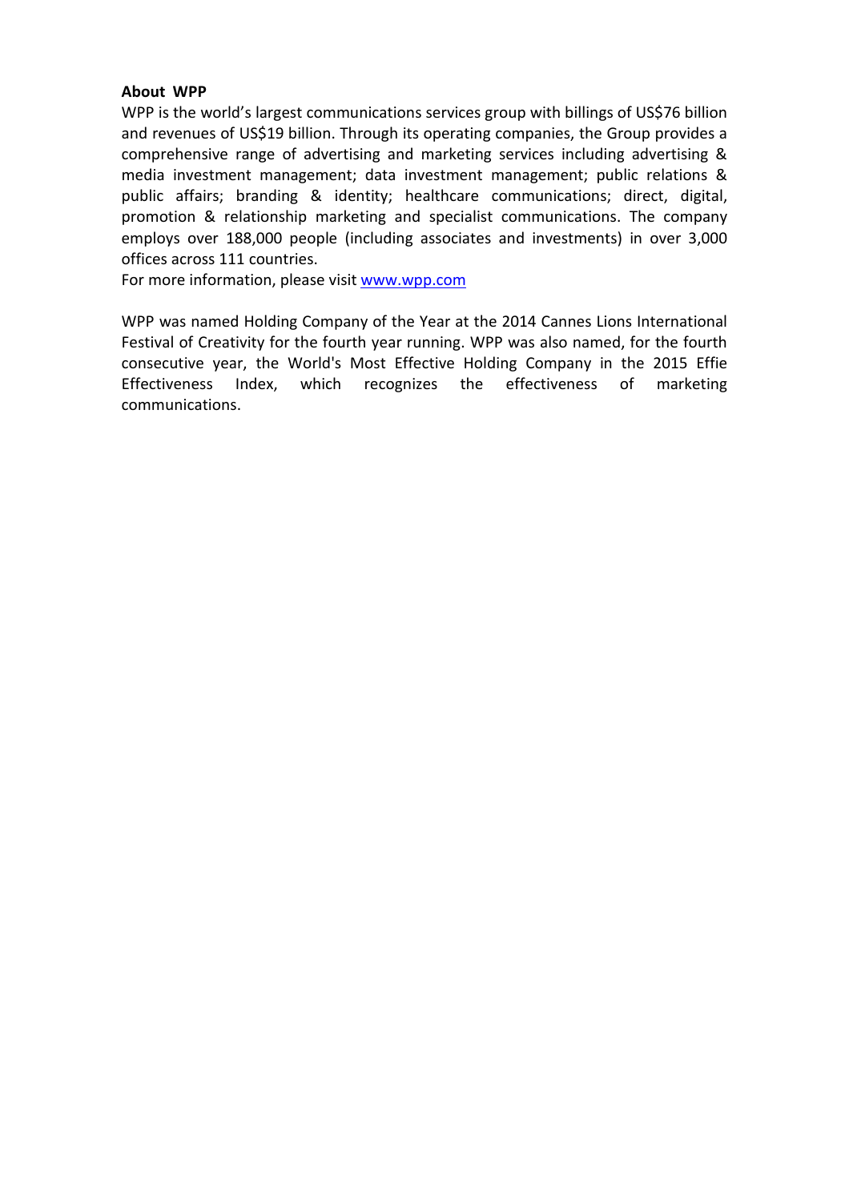**About WPP**

WPP is the world's largest communications services group with billings of US$76 billion and revenues of US$19 billion. Through its operating companies, the Group provides a comprehensive range of advertising and marketing services including advertising & media investment management; data investment management; public relations & public affairs; branding & identity; healthcare communications; direct, digital, promotion & relationship marketing and specialist communications. The company employs over 188,000 people (including associates and investments) in over 3,000 offices across 111 countries.

For more information, please visit [www.wpp.com](http://www.wpp.com)

WPP was named Holding Company of the Year at the 2014 Cannes Lions International Festival of Creativity for the fourth year running. WPP was also named, for the fourth consecutive year, the World's Most Effective Holding Company in the 2015 Effie Effectiveness Index, which recognizes the effectiveness of marketing communications.